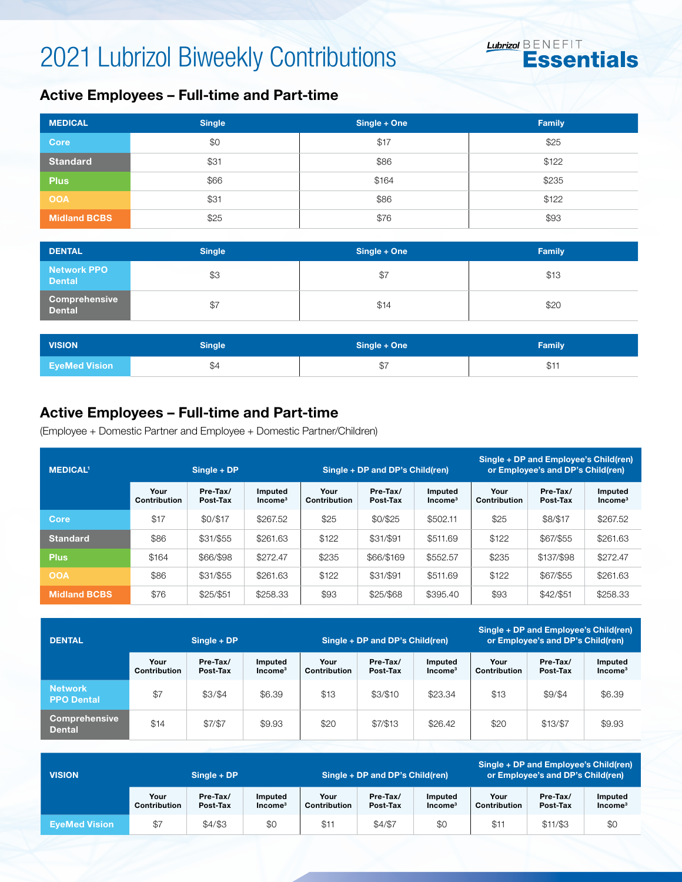# 2021 Lubrizol Biweekly Contributions

Lubrizol BENEFIT Essentials

## Active Employees – Full-time and Part-time

| MEDICAL | Single | Single + One | Family |
|---|---|---|---|
| Core | $0 | $17 | $25 |
| Standard | $31 | $86 | $122 |
| Plus | $66 | $164 | $235 |
| OOA | $31 | $86 | $122 |
| Midland BCBS | $25 | $76 | $93 |

| DENTAL | Single | Single + One | Family |
|---|---|---|---|
| Network PPO Dental | $3 | $7 | $13 |
| Comprehensive Dental | $7 | $14 | $20 |

| VISION | Single | Single + One | Family |
|---|---|---|---|
| EyeMed Vision | $4 | $7 | $11 |

## Active Employees – Full-time and Part-time

(Employee + Domestic Partner and Employee + Domestic Partner/Children)

| MEDICAL[1] | Single + DP | | | Single + DP and DP's Child(ren) | | | Single + DP and Employee's Child(ren) or Employee's and DP's Child(ren) | | |
|---|---|---|---|---|---|---|---|---|---|
| | Your Contribution | Pre-Tax/ Post-Tax | Imputed Income[3] | Your Contribution | Pre-Tax/ Post-Tax | Imputed Income[3] | Your Contribution | Pre-Tax/ Post-Tax | Imputed Income[3] |
| Core | $17 | $0/$17 | $267.52 | $25 | $0/$25 | $502.11 | $25 | $8/$17 | $267.52 |
| Standard | $86 | $31/$55 | $261.63 | $122 | $31/$91 | $511.69 | $122 | $67/$55 | $261.63 |
| Plus | $164 | $66/$98 | $272.47 | $235 | $66/$169 | $552.57 | $235 | $137/$98 | $272.47 |
| OOA | $86 | $31/$55 | $261.63 | $122 | $31/$91 | $511.69 | $122 | $67/$55 | $261.63 |
| Midland BCBS | $76 | $25/$51 | $258.33 | $93 | $25/$68 | $395.40 | $93 | $42/$51 | $258.33 |

| DENTAL | Single + DP | | | Single + DP and DP's Child(ren) | | | Single + DP and Employee's Child(ren) or Employee's and DP's Child(ren) | | |
|---|---|---|---|---|---|---|---|---|---|
| | Your Contribution | Pre-Tax/ Post-Tax | Imputed Income[3] | Your Contribution | Pre-Tax/ Post-Tax | Imputed Income[3] | Your Contribution | Pre-Tax/ Post-Tax | Imputed Income[3] |
| Network PPO Dental | $7 | $3/$4 | $6.39 | $13 | $3/$10 | $23.34 | $13 | $9/$4 | $6.39 |
| Comprehensive Dental | $14 | $7/$7 | $9.93 | $20 | $7/$13 | $26.42 | $20 | $13/$7 | $9.93 |

| VISION | Single + DP | | | Single + DP and DP's Child(ren) | | | Single + DP and Employee's Child(ren) or Employee's and DP's Child(ren) | | |
|---|---|---|---|---|---|---|---|---|---|
| | Your Contribution | Pre-Tax/ Post-Tax | Imputed Income[3] | Your Contribution | Pre-Tax/ Post-Tax | Imputed Income[3] | Your Contribution | Pre-Tax/ Post-Tax | Imputed Income[3] |
| EyeMed Vision | $7 | $4/$3 | $0 | $11 | $4/$7 | $0 | $11 | $11/$3 | $0 |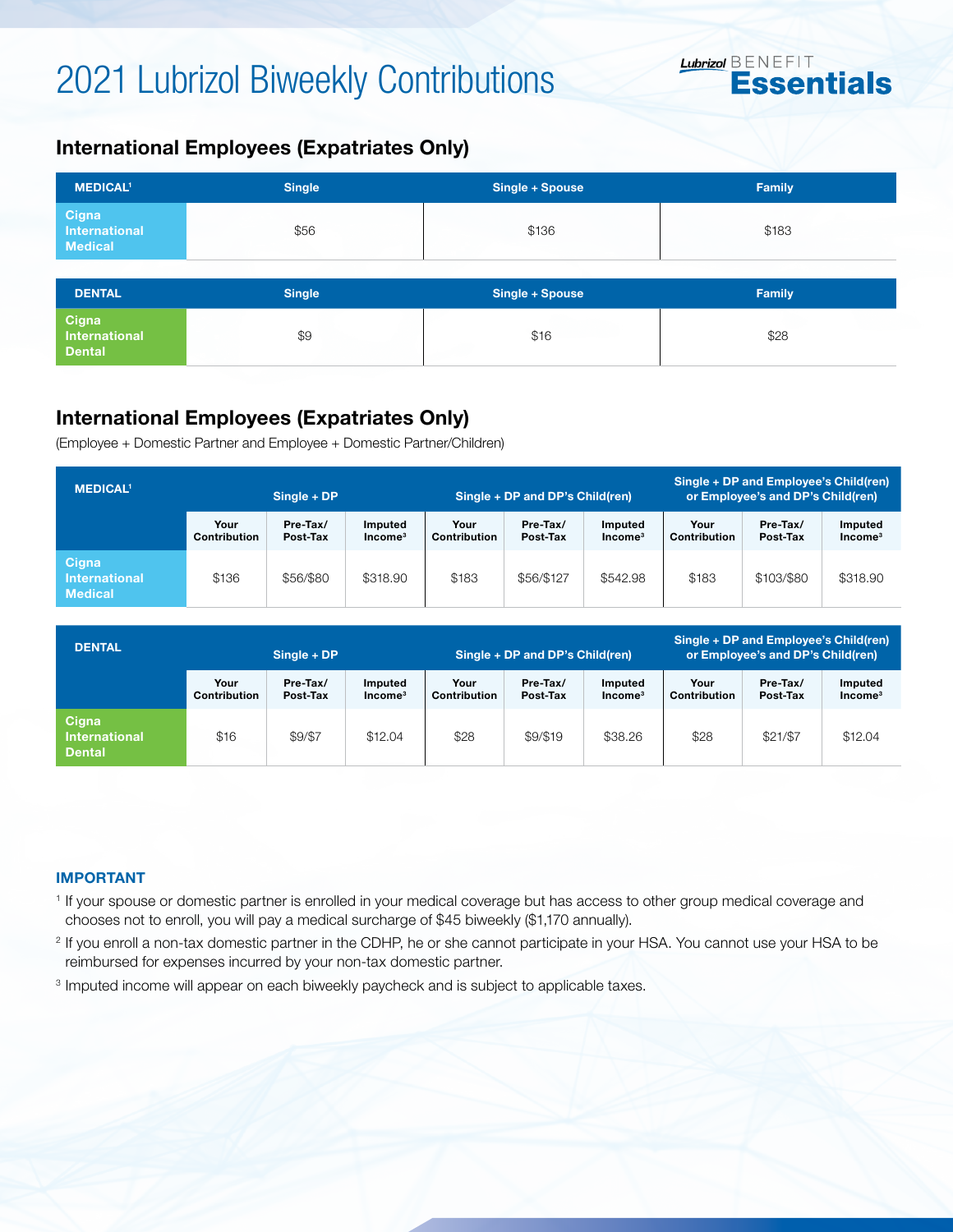# 2021 Lubrizol Biweekly Contributions

Lubrizol BENEFIT **Essentials**

## International Employees (Expatriates Only)

| MEDICAL[1] | Single | Single + Spouse | Family |
| --- | --- | --- | --- |
| Cigna International Medical | $56 | $136 | $183 |

| DENTAL | Single | Single + Spouse | Family |
| --- | --- | --- | --- |
| Cigna International Dental | $9 | $16 | $28 |

## International Employees (Expatriates Only)

(Employee + Domestic Partner and Employee + Domestic Partner/Children)

| MEDICAL[1] | Single + DP | | | Single + DP and DP's Child(ren) | | | Single + DP and Employee's Child(ren) or Employee's and DP's Child(ren) | | |
| --- | --- | --- | --- | --- | --- | --- | --- | --- | --- |
| | Your Contribution | Pre-Tax/ Post-Tax | Imputed Income[3] | Your Contribution | Pre-Tax/ Post-Tax | Imputed Income[3] | Your Contribution | Pre-Tax/ Post-Tax | Imputed Income[3] |
| Cigna International Medical | $136 | $56/$80 | $318.90 | $183 | $56/$127 | $542.98 | $183 | $103/$80 | $318.90 |

| DENTAL | Single + DP | | | Single + DP and DP's Child(ren) | | | Single + DP and Employee's Child(ren) or Employee's and DP's Child(ren) | | |
| --- | --- | --- | --- | --- | --- | --- | --- | --- | --- |
| | Your Contribution | Pre-Tax/ Post-Tax | Imputed Income[3] | Your Contribution | Pre-Tax/ Post-Tax | Imputed Income[3] | Your Contribution | Pre-Tax/ Post-Tax | Imputed Income[3] |
| Cigna International Dental | $16 | $9/$7 | $12.04 | $28 | $9/$19 | $38.26 | $28 | $21/$7 | $12.04 |

### IMPORTANT

[1] If your spouse or domestic partner is enrolled in your medical coverage but has access to other group medical coverage and chooses not to enroll, you will pay a medical surcharge of $45 biweekly ($1,170 annually).

[2] If you enroll a non-tax domestic partner in the CDHP, he or she cannot participate in your HSA. You cannot use your HSA to be reimbursed for expenses incurred by your non-tax domestic partner.

[3] Imputed income will appear on each biweekly paycheck and is subject to applicable taxes.